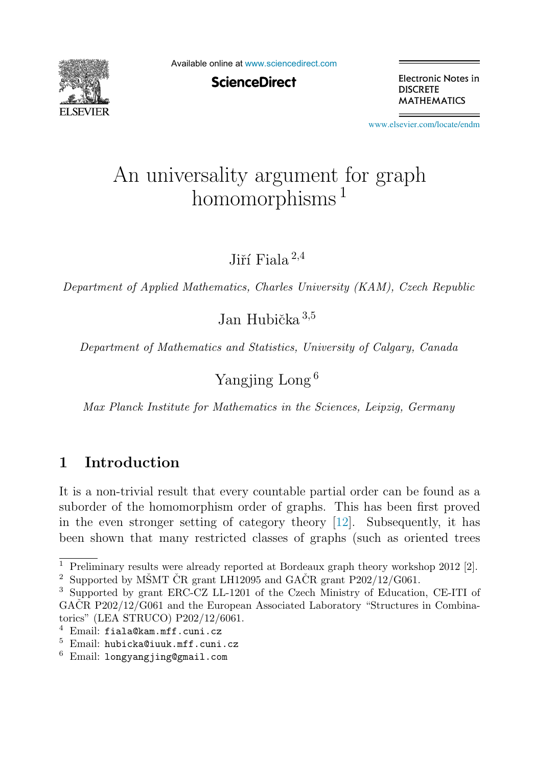# An universality argument for graph homomorphisms [1]

Jiří Fiala [2,4]

*Department of Applied Mathematics, Charles University (KAM), Czech Republic*

Jan Hubička [3,5]

*Department of Mathematics and Statistics, University of Calgary, Canada*

Yangjing Long [6]

*Max Planck Institute for Mathematics in the Sciences, Leipzig, Germany*

## 1 Introduction

It is a non-trivial result that every countable partial order can be found as a suborder of the homomorphism order of graphs. This has been first proved in the even stronger setting of category theory [12]. Subsequently, it has been shown that many restricted classes of graphs (such as oriented trees

---

[1] Preliminary results were already reported at Bordeaux graph theory workshop 2012 [2].

[2] Supported by MŠMT ČR grant LH12095 and GAČR grant P202/12/G061.

[3] Supported by grant ERC-CZ LL-1201 of the Czech Ministry of Education, CE-ITI of GAČR P202/12/G061 and the European Associated Laboratory "Structures in Combinatorics" (LEA STRUCO) P202/12/6061.

[4] Email: `fiala@kam.mff.cuni.cz`

[5] Email: `hubicka@iuuk.mff.cuni.cz`

[6] Email: `longyangjing@gmail.com`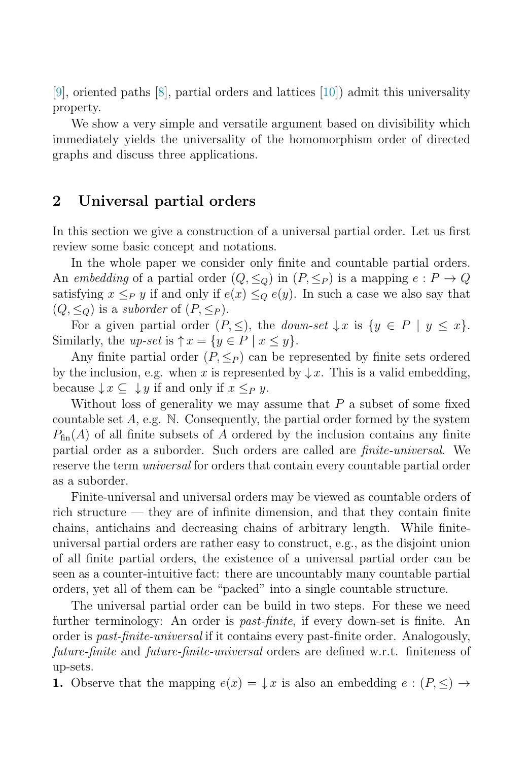[9], oriented paths [8], partial orders and lattices [10]) admit this universality property.

We show a very simple and versatile argument based on divisibility which immediately yields the universality of the homomorphism order of directed graphs and discuss three applications.

## 2 Universal partial orders

In this section we give a construction of a universal partial order. Let us first review some basic concept and notations.

In the whole paper we consider only finite and countable partial orders. An *embedding* of a partial order $(Q, \leq_Q)$ in $(P, \leq_P)$ is a mapping $e : P \to Q$ satisfying $x \leq_P y$ if and only if $e(x) \leq_Q e(y)$. In such a case we also say that $(Q, \leq_Q)$ is a *suborder* of $(P, \leq_P)$.

For a given partial order $(P, \leq)$, the *down-set* $\downarrow x$ is $\{y \in P \mid y \leq x\}$. Similarly, the *up-set* is $\uparrow x = \{y \in P \mid x \leq y\}$.

Any finite partial order $(P, \leq_P)$ can be represented by finite sets ordered by the inclusion, e.g. when $x$ is represented by $\downarrow x$. This is a valid embedding, because $\downarrow x \subseteq \downarrow y$ if and only if $x \leq_P y$.

Without loss of generality we may assume that $P$ a subset of some fixed countable set $A$, e.g. $\mathbb{N}$. Consequently, the partial order formed by the system $P_{\text{fin}}(A)$ of all finite subsets of $A$ ordered by the inclusion contains any finite partial order as a suborder. Such orders are called are *finite-universal*. We reserve the term *universal* for orders that contain every countable partial order as a suborder.

Finite-universal and universal orders may be viewed as countable orders of rich structure — they are of infinite dimension, and that they contain finite chains, antichains and decreasing chains of arbitrary length. While finite-universal partial orders are rather easy to construct, e.g., as the disjoint union of all finite partial orders, the existence of a universal partial order can be seen as a counter-intuitive fact: there are uncountably many countable partial orders, yet all of them can be "packed" into a single countable structure.

The universal partial order can be build in two steps. For these we need further terminology: An order is *past-finite*, if every down-set is finite. An order is *past-finite-universal* if it contains every past-finite order. Analogously, *future-finite* and *future-finite-universal* orders are defined w.r.t. finiteness of up-sets.

**1.** Observe that the mapping $e(x) = \downarrow x$ is also an embedding $e : (P, \leq) \to$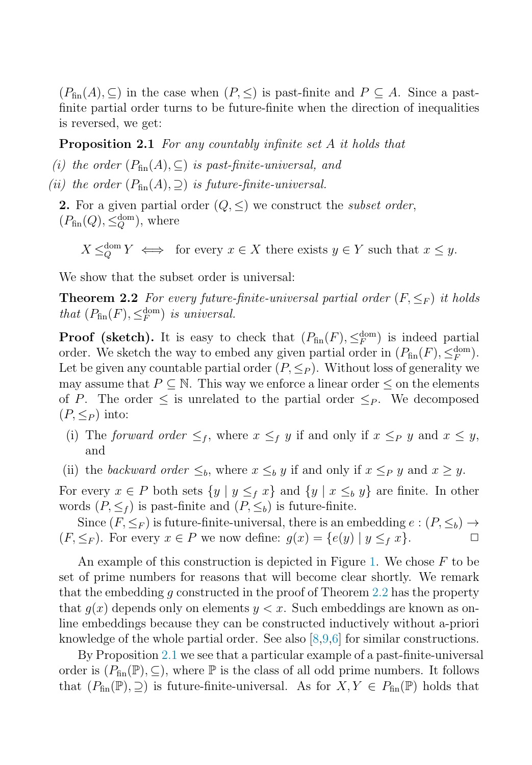$(P_{\text{fin}}(A), \subseteq)$ in the case when $(P, \leq)$ is past-finite and $P \subseteq A$. Since a past-finite partial order turns to be future-finite when the direction of inequalities is reversed, we get:

**Proposition 2.1** *For any countably infinite set $A$ it holds that*

*(i) the order $(P_{\text{fin}}(A), \subseteq)$ is past-finite-universal, and*

*(ii) the order $(P_{\text{fin}}(A), \supseteq)$ is future-finite-universal.*

**2.** For a given partial order $(Q, \leq)$ we construct the *subset order*, $(P_{\text{fin}}(Q), \leq_Q^{\text{dom}})$, where

$$X \leq_Q^{\text{dom}} Y \iff \text{ for every } x \in X \text{ there exists } y \in Y \text{ such that } x \leq y.$$

We show that the subset order is universal:

**Theorem 2.2** *For every future-finite-universal partial order $(F, \leq_F)$ it holds that $(P_{\text{fin}}(F), \leq_F^{\text{dom}})$ is universal.*

**Proof (sketch).** It is easy to check that $(P_{\text{fin}}(F), \leq_F^{\text{dom}})$ is indeed partial order. We sketch the way to embed any given partial order in $(P_{\text{fin}}(F), \leq_F^{\text{dom}})$. Let be given any countable partial order $(P, \leq_P)$. Without loss of generality we may assume that $P \subseteq \mathbb{N}$. This way we enforce a linear order $\leq$ on the elements of $P$. The order $\leq$ is unrelated to the partial order $\leq_P$. We decomposed $(P, \leq_P)$ into:

(i) The *forward order* $\leq_f$, where $x \leq_f y$ if and only if $x \leq_P y$ and $x \leq y$, and

(ii) the *backward order* $\leq_b$, where $x \leq_b y$ if and only if $x \leq_P y$ and $x \geq y$.

For every $x \in P$ both sets $\{y \mid y \leq_f x\}$ and $\{y \mid x \leq_b y\}$ are finite. In other words $(P, \leq_f)$ is past-finite and $(P, \leq_b)$ is future-finite.

Since $(F, \leq_F)$ is future-finite-universal, there is an embedding $e : (P, \leq_b) \to (F, \leq_F)$. For every $x \in P$ we now define: $g(x) = \{e(y) \mid y \leq_f x\}$. □

An example of this construction is depicted in Figure 1. We chose $F$ to be set of prime numbers for reasons that will become clear shortly. We remark that the embedding $g$ constructed in the proof of Theorem 2.2 has the property that $g(x)$ depends only on elements $y < x$. Such embeddings are known as on-line embeddings because they can be constructed inductively without a-priori knowledge of the whole partial order. See also [8,9,6] for similar constructions.

By Proposition 2.1 we see that a particular example of a past-finite-universal order is $(P_{\text{fin}}(\mathbb{P}), \subseteq)$, where $\mathbb{P}$ is the class of all odd prime numbers. It follows that $(P_{\text{fin}}(\mathbb{P}), \supseteq)$ is future-finite-universal. As for $X, Y \in P_{\text{fin}}(\mathbb{P})$ holds that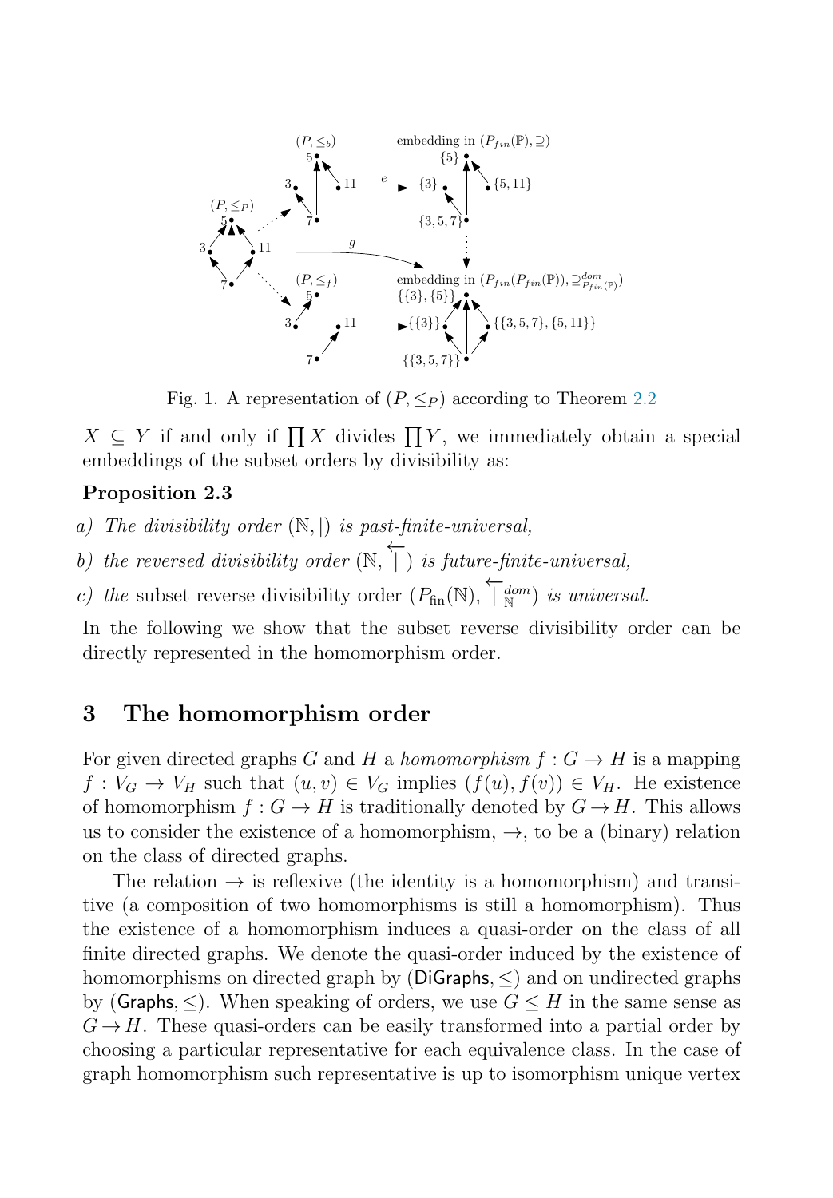Fig. 1. A representation of $(P, \leq_P)$ according to Theorem 2.2

$X \subseteq Y$ if and only if $\prod X$ divides $\prod Y$, we immediately obtain a special embeddings of the subset orders by divisibility as:

**Proposition 2.3**

*a) The divisibility order* $(\mathbb{N}, |)$ *is past-finite-universal,*

*b) the reversed divisibility order* $(\mathbb{N}, \overleftarrow{|})$ *is future-finite-universal,*

*c) the* subset reverse divisibility order $(P_{\text{fin}}(\mathbb{N}), \overleftarrow{|}^{dom}_{\mathbb{N}})$ *is universal.*

In the following we show that the subset reverse divisibility order can be directly represented in the homomorphism order.

## 3 The homomorphism order

For given directed graphs $G$ and $H$ a *homomorphism* $f : G \to H$ is a mapping $f : V_G \to V_H$ such that $(u, v) \in V_G$ implies $(f(u), f(v)) \in V_H$. He existence of homomorphism $f : G \to H$ is traditionally denoted by $G \to H$. This allows us to consider the existence of a homomorphism, $\to$, to be a (binary) relation on the class of directed graphs.

The relation $\to$ is reflexive (the identity is a homomorphism) and transitive (a composition of two homomorphisms is still a homomorphism). Thus the existence of a homomorphism induces a quasi-order on the class of all finite directed graphs. We denote the quasi-order induced by the existence of homomorphisms on directed graph by $(\mathsf{DiGraphs}, \leq)$ and on undirected graphs by $(\mathsf{Graphs}, \leq)$. When speaking of orders, we use $G \leq H$ in the same sense as $G \to H$. These quasi-orders can be easily transformed into a partial order by choosing a particular representative for each equivalence class. In the case of graph homomorphism such representative is up to isomorphism unique vertex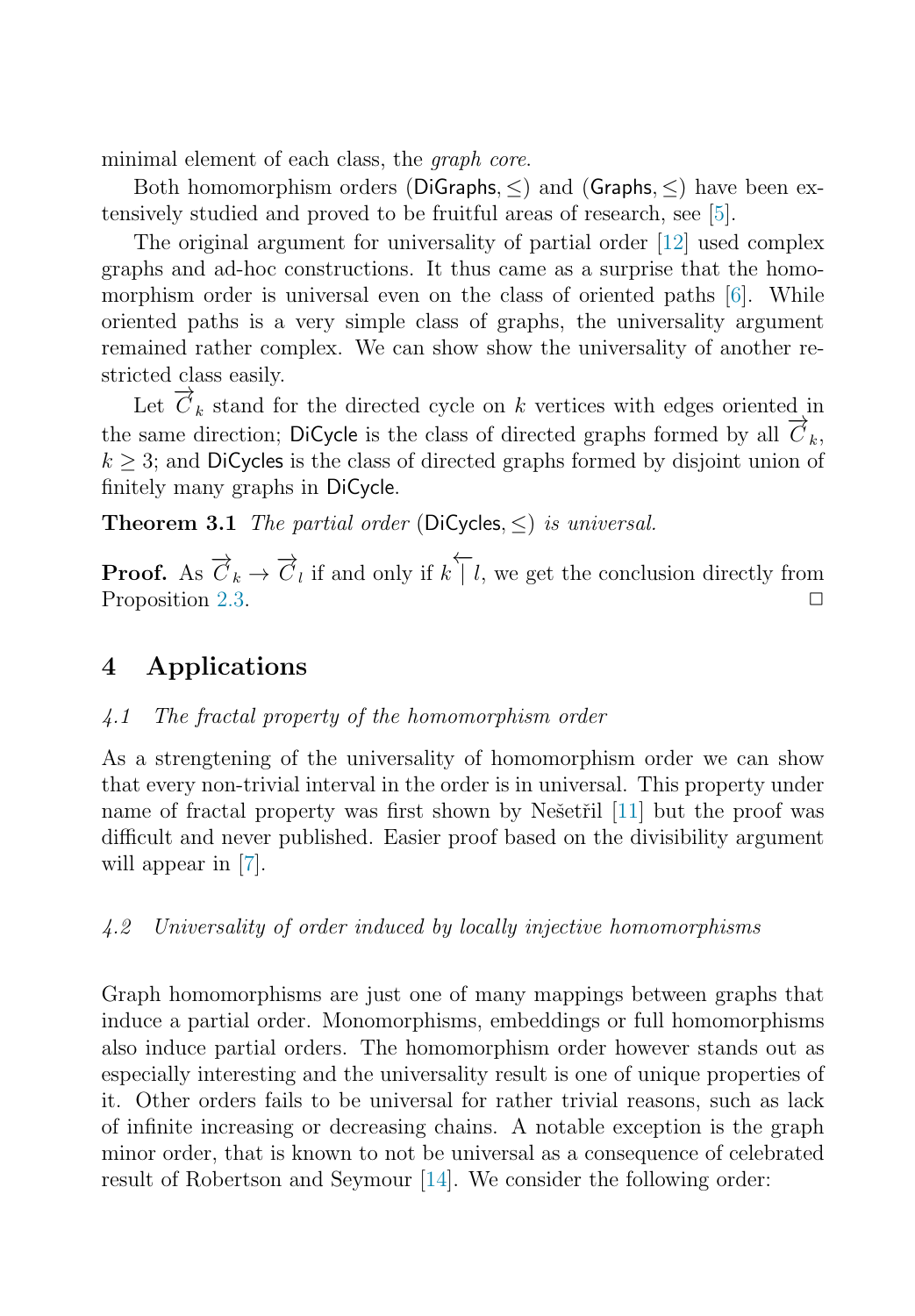minimal element of each class, the *graph core*.

Both homomorphism orders (DiGraphs, $\leq$) and (Graphs, $\leq$) have been extensively studied and proved to be fruitful areas of research, see [5].

The original argument for universality of partial order [12] used complex graphs and ad-hoc constructions. It thus came as a surprise that the homomorphism order is universal even on the class of oriented paths [6]. While oriented paths is a very simple class of graphs, the universality argument remained rather complex. We can show show the universality of another restricted class easily.

Let $\overrightarrow{C}_k$ stand for the directed cycle on $k$ vertices with edges oriented in the same direction; DiCycle is the class of directed graphs formed by all $\overrightarrow{C}_k$, $k \geq 3$; and DiCycles is the class of directed graphs formed by disjoint union of finitely many graphs in DiCycle.

**Theorem 3.1** *The partial order* (DiCycles, $\leq$) *is universal.*

**Proof.** As $\overrightarrow{C}_k \to \overrightarrow{C}_l$ if and only if $k \overleftarrow{|} l$, we get the conclusion directly from Proposition 2.3. $\square$

## 4 Applications

### 4.1 The fractal property of the homomorphism order

As a strengtening of the universality of homomorphism order we can show that every non-trivial interval in the order is in universal. This property under name of fractal property was first shown by Nešetřil [11] but the proof was difficult and never published. Easier proof based on the divisibility argument will appear in [7].

### 4.2 Universality of order induced by locally injective homomorphisms

Graph homomorphisms are just one of many mappings between graphs that induce a partial order. Monomorphisms, embeddings or full homomorphisms also induce partial orders. The homomorphism order however stands out as especially interesting and the universality result is one of unique properties of it. Other orders fails to be universal for rather trivial reasons, such as lack of infinite increasing or decreasing chains. A notable exception is the graph minor order, that is known to not be universal as a consequence of celebrated result of Robertson and Seymour [14]. We consider the following order: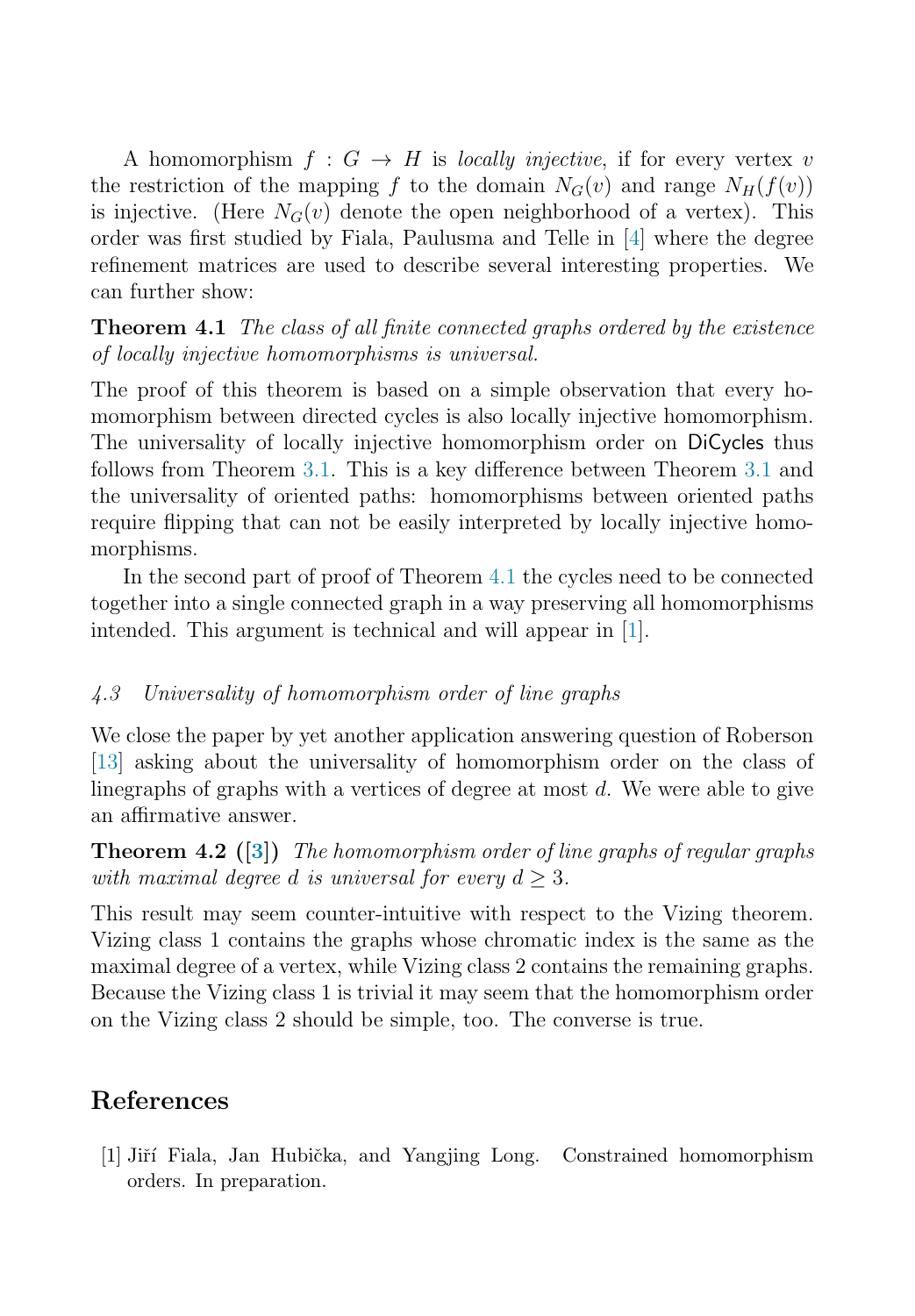A homomorphism $f : G \to H$ is *locally injective*, if for every vertex $v$ the restriction of the mapping $f$ to the domain $N_G(v)$ and range $N_H(f(v))$ is injective. (Here $N_G(v)$ denote the open neighborhood of a vertex). This order was first studied by Fiala, Paulusma and Telle in [4] where the degree refinement matrices are used to describe several interesting properties. We can further show:

**Theorem 4.1** *The class of all finite connected graphs ordered by the existence of locally injective homomorphisms is universal.*

The proof of this theorem is based on a simple observation that every homomorphism between directed cycles is also locally injective homomorphism. The universality of locally injective homomorphism order on DiCycles thus follows from Theorem 3.1. This is a key difference between Theorem 3.1 and the universality of oriented paths: homomorphisms between oriented paths require flipping that can not be easily interpreted by locally injective homomorphisms.

In the second part of proof of Theorem 4.1 the cycles need to be connected together into a single connected graph in a way preserving all homomorphisms intended. This argument is technical and will appear in [1].

### *4.3 Universality of homomorphism order of line graphs*

We close the paper by yet another application answering question of Roberson [13] asking about the universality of homomorphism order on the class of linegraphs of graphs with a vertices of degree at most $d$. We were able to give an affirmative answer.

**Theorem 4.2 ([3])** *The homomorphism order of line graphs of regular graphs with maximal degree $d$ is universal for every $d \geq 3$.*

This result may seem counter-intuitive with respect to the Vizing theorem. Vizing class 1 contains the graphs whose chromatic index is the same as the maximal degree of a vertex, while Vizing class 2 contains the remaining graphs. Because the Vizing class 1 is trivial it may seem that the homomorphism order on the Vizing class 2 should be simple, too. The converse is true.

## References

[1] Jiří Fiala, Jan Hubička, and Yangjing Long. Constrained homomorphism orders. In preparation.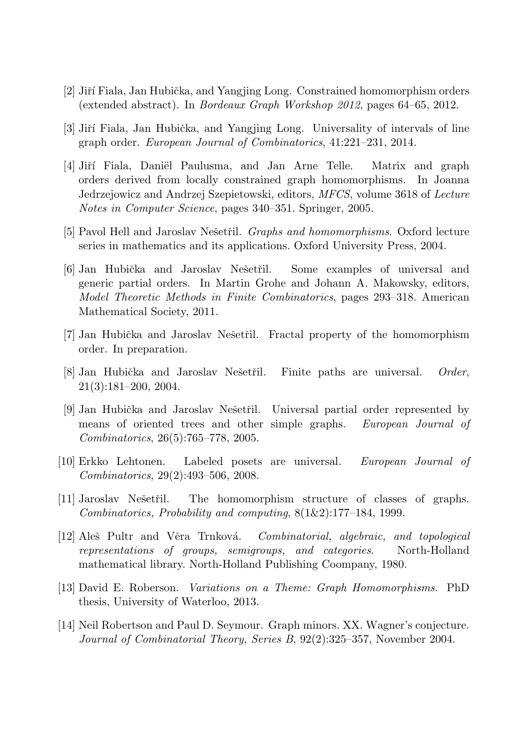[2] Jiří Fiala, Jan Hubička, and Yangjing Long. Constrained homomorphism orders (extended abstract). In *Bordeaux Graph Workshop 2012*, pages 64–65, 2012.

[3] Jiří Fiala, Jan Hubička, and Yangjing Long. Universality of intervals of line graph order. *European Journal of Combinatorics*, 41:221–231, 2014.

[4] Jiří Fiala, Daniël Paulusma, and Jan Arne Telle. Matrix and graph orders derived from locally constrained graph homomorphisms. In Joanna Jedrzejowicz and Andrzej Szepietowski, editors, *MFCS*, volume 3618 of *Lecture Notes in Computer Science*, pages 340–351. Springer, 2005.

[5] Pavol Hell and Jaroslav Nešetřil. *Graphs and homomorphisms*. Oxford lecture series in mathematics and its applications. Oxford University Press, 2004.

[6] Jan Hubička and Jaroslav Nešetřil. Some examples of universal and generic partial orders. In Martin Grohe and Johann A. Makowsky, editors, *Model Theoretic Methods in Finite Combinatorics*, pages 293–318. American Mathematical Society, 2011.

[7] Jan Hubička and Jaroslav Nešetřil. Fractal property of the homomorphism order. In preparation.

[8] Jan Hubička and Jaroslav Nešetřil. Finite paths are universal. *Order*, 21(3):181–200, 2004.

[9] Jan Hubička and Jaroslav Nešetřil. Universal partial order represented by means of oriented trees and other simple graphs. *European Journal of Combinatorics*, 26(5):765–778, 2005.

[10] Erkko Lehtonen. Labeled posets are universal. *European Journal of Combinatorics*, 29(2):493–506, 2008.

[11] Jaroslav Nešetřil. The homomorphism structure of classes of graphs. *Combinatorics, Probability and computing*, 8(1&2):177–184, 1999.

[12] Aleš Pultr and Věra Trnková. *Combinatorial, algebraic, and topological representations of groups, semigroups, and categories*. North-Holland mathematical library. North-Holland Publishing Coompany, 1980.

[13] David E. Roberson. *Variations on a Theme: Graph Homomorphisms*. PhD thesis, University of Waterloo, 2013.

[14] Neil Robertson and Paul D. Seymour. Graph minors. XX. Wagner's conjecture. *Journal of Combinatorial Theory, Series B*, 92(2):325–357, November 2004.